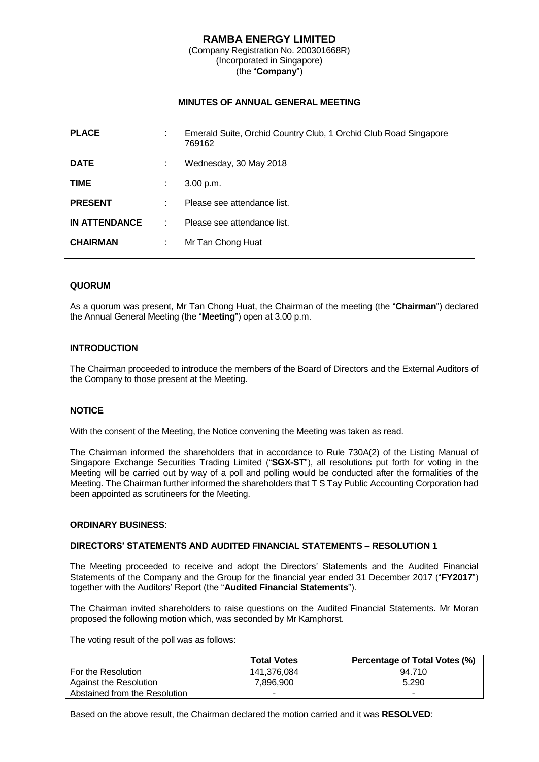# RAMBA ENERGY LIMITED

(Company Registration No. 200301668R)
(Incorporated in Singapore)
(the "**Company**")

## MINUTES OF ANNUAL GENERAL MEETING

| | | |
|---|---|---|
| **PLACE** | : | Emerald Suite, Orchid Country Club, 1 Orchid Club Road Singapore 769162 |
| **DATE** | : | Wednesday, 30 May 2018 |
| **TIME** | : | 3.00 p.m. |
| **PRESENT** | : | Please see attendance list. |
| **IN ATTENDANCE** | : | Please see attendance list. |
| **CHAIRMAN** | : | Mr Tan Chong Huat |

### QUORUM

As a quorum was present, Mr Tan Chong Huat, the Chairman of the meeting (the "**Chairman**") declared the Annual General Meeting (the "**Meeting**") open at 3.00 p.m.

### INTRODUCTION

The Chairman proceeded to introduce the members of the Board of Directors and the External Auditors of the Company to those present at the Meeting.

### NOTICE

With the consent of the Meeting, the Notice convening the Meeting was taken as read.

The Chairman informed the shareholders that in accordance to Rule 730A(2) of the Listing Manual of Singapore Exchange Securities Trading Limited ("**SGX-ST**"), all resolutions put forth for voting in the Meeting will be carried out by way of a poll and polling would be conducted after the formalities of the Meeting. The Chairman further informed the shareholders that T S Tay Public Accounting Corporation had been appointed as scrutineers for the Meeting.

### ORDINARY BUSINESS:

### DIRECTORS' STATEMENTS AND AUDITED FINANCIAL STATEMENTS – RESOLUTION 1

The Meeting proceeded to receive and adopt the Directors' Statements and the Audited Financial Statements of the Company and the Group for the financial year ended 31 December 2017 ("**FY2017**") together with the Auditors' Report (the "**Audited Financial Statements**").

The Chairman invited shareholders to raise questions on the Audited Financial Statements. Mr Moran proposed the following motion which, was seconded by Mr Kamphorst.

The voting result of the poll was as follows:

| | Total Votes | Percentage of Total Votes (%) |
|---|---|---|
| For the Resolution | 141,376,084 | 94.710 |
| Against the Resolution | 7,896,900 | 5.290 |
| Abstained from the Resolution | - | - |

Based on the above result, the Chairman declared the motion carried and it was **RESOLVED**: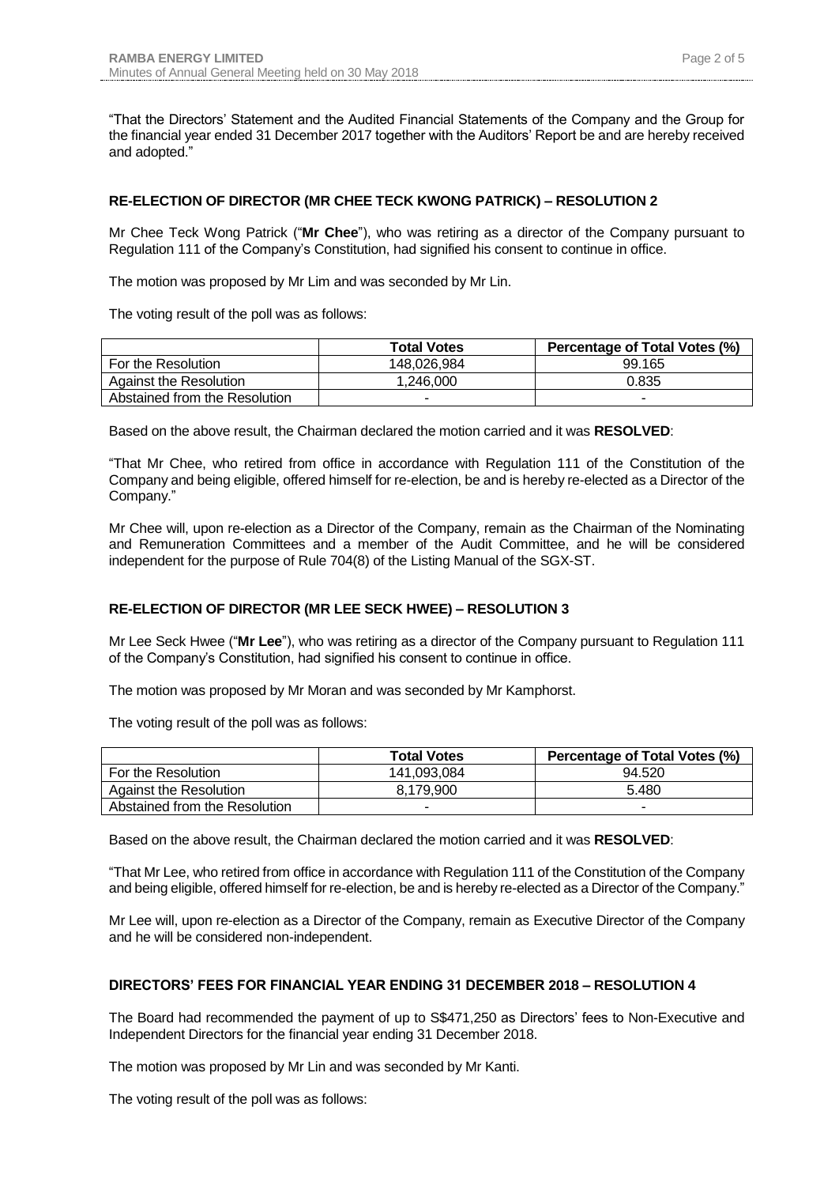"That the Directors' Statement and the Audited Financial Statements of the Company and the Group for the financial year ended 31 December 2017 together with the Auditors' Report be and are hereby received and adopted."

**RE-ELECTION OF DIRECTOR (MR CHEE TECK KWONG PATRICK) – RESOLUTION 2**

Mr Chee Teck Wong Patrick ("**Mr Chee**"), who was retiring as a director of the Company pursuant to Regulation 111 of the Company's Constitution, had signified his consent to continue in office.

The motion was proposed by Mr Lim and was seconded by Mr Lin.

The voting result of the poll was as follows:

| | Total Votes | Percentage of Total Votes (%) |
|---|---|---|
| For the Resolution | 148,026,984 | 99.165 |
| Against the Resolution | 1,246,000 | 0.835 |
| Abstained from the Resolution | - | - |

Based on the above result, the Chairman declared the motion carried and it was **RESOLVED**:

"That Mr Chee, who retired from office in accordance with Regulation 111 of the Constitution of the Company and being eligible, offered himself for re-election, be and is hereby re-elected as a Director of the Company."

Mr Chee will, upon re-election as a Director of the Company, remain as the Chairman of the Nominating and Remuneration Committees and a member of the Audit Committee, and he will be considered independent for the purpose of Rule 704(8) of the Listing Manual of the SGX-ST.

**RE-ELECTION OF DIRECTOR (MR LEE SECK HWEE) – RESOLUTION 3**

Mr Lee Seck Hwee ("**Mr Lee**"), who was retiring as a director of the Company pursuant to Regulation 111 of the Company's Constitution, had signified his consent to continue in office.

The motion was proposed by Mr Moran and was seconded by Mr Kamphorst.

The voting result of the poll was as follows:

| | Total Votes | Percentage of Total Votes (%) |
|---|---|---|
| For the Resolution | 141,093,084 | 94.520 |
| Against the Resolution | 8,179,900 | 5.480 |
| Abstained from the Resolution | - | - |

Based on the above result, the Chairman declared the motion carried and it was **RESOLVED**:

"That Mr Lee, who retired from office in accordance with Regulation 111 of the Constitution of the Company and being eligible, offered himself for re-election, be and is hereby re-elected as a Director of the Company."

Mr Lee will, upon re-election as a Director of the Company, remain as Executive Director of the Company and he will be considered non-independent.

**DIRECTORS' FEES FOR FINANCIAL YEAR ENDING 31 DECEMBER 2018 – RESOLUTION 4**

The Board had recommended the payment of up to S$471,250 as Directors' fees to Non-Executive and Independent Directors for the financial year ending 31 December 2018.

The motion was proposed by Mr Lin and was seconded by Mr Kanti.

The voting result of the poll was as follows: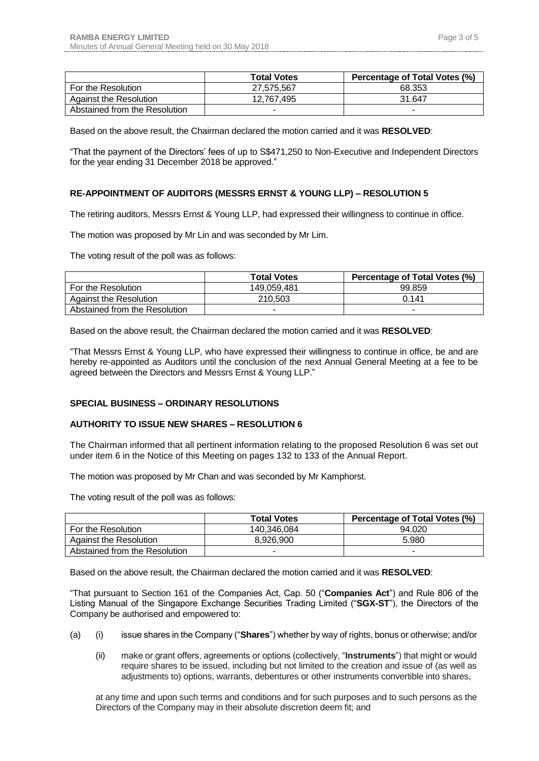|  | Total Votes | Percentage of Total Votes (%) |
| --- | --- | --- |
| For the Resolution | 27,575,567 | 68.353 |
| Against the Resolution | 12,767,495 | 31.647 |
| Abstained from the Resolution | - | - |

Based on the above result, the Chairman declared the motion carried and it was **RESOLVED**:

"That the payment of the Directors' fees of up to S$471,250 to Non-Executive and Independent Directors for the year ending 31 December 2018 be approved."

**RE-APPOINTMENT OF AUDITORS (MESSRS ERNST & YOUNG LLP) – RESOLUTION 5**

The retiring auditors, Messrs Ernst & Young LLP, had expressed their willingness to continue in office.

The motion was proposed by Mr Lin and was seconded by Mr Lim.

The voting result of the poll was as follows:

|  | Total Votes | Percentage of Total Votes (%) |
| --- | --- | --- |
| For the Resolution | 149,059,481 | 99.859 |
| Against the Resolution | 210,503 | 0.141 |
| Abstained from the Resolution | - | - |

Based on the above result, the Chairman declared the motion carried and it was **RESOLVED**:

"That Messrs Ernst & Young LLP, who have expressed their willingness to continue in office, be and are hereby re-appointed as Auditors until the conclusion of the next Annual General Meeting at a fee to be agreed between the Directors and Messrs Ernst & Young LLP."

**SPECIAL BUSINESS – ORDINARY RESOLUTIONS**

**AUTHORITY TO ISSUE NEW SHARES – RESOLUTION 6**

The Chairman informed that all pertinent information relating to the proposed Resolution 6 was set out under item 6 in the Notice of this Meeting on pages 132 to 133 of the Annual Report.

The motion was proposed by Mr Chan and was seconded by Mr Kamphorst.

The voting result of the poll was as follows:

|  | Total Votes | Percentage of Total Votes (%) |
| --- | --- | --- |
| For the Resolution | 140,346,084 | 94.020 |
| Against the Resolution | 8,926,900 | 5.980 |
| Abstained from the Resolution | - | - |

Based on the above result, the Chairman declared the motion carried and it was **RESOLVED**:

"That pursuant to Section 161 of the Companies Act, Cap. 50 ("**Companies Act**") and Rule 806 of the Listing Manual of the Singapore Exchange Securities Trading Limited ("**SGX-ST**"), the Directors of the Company be authorised and empowered to:

(a) (i) issue shares in the Company ("**Shares**") whether by way of rights, bonus or otherwise; and/or

(ii) make or grant offers, agreements or options (collectively, "**Instruments**") that might or would require shares to be issued, including but not limited to the creation and issue of (as well as adjustments to) options, warrants, debentures or other instruments convertible into shares,

at any time and upon such terms and conditions and for such purposes and to such persons as the Directors of the Company may in their absolute discretion deem fit; and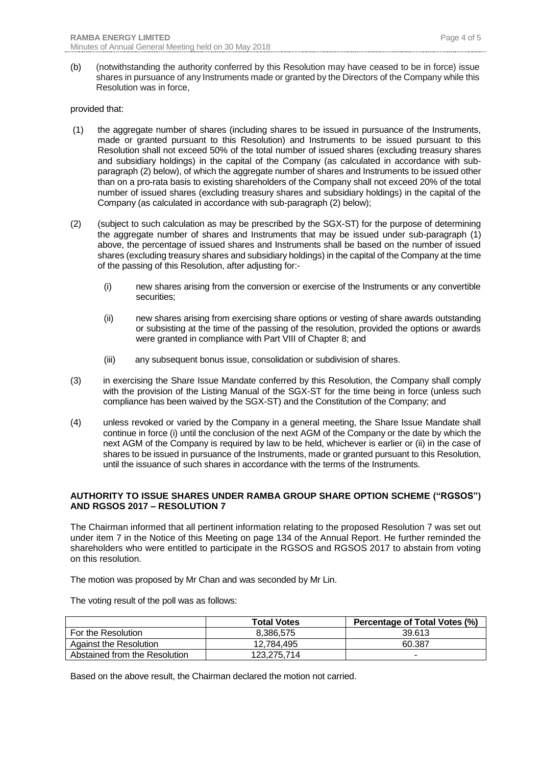(b) (notwithstanding the authority conferred by this Resolution may have ceased to be in force) issue shares in pursuance of any Instruments made or granted by the Directors of the Company while this Resolution was in force,

provided that:

(1) the aggregate number of shares (including shares to be issued in pursuance of the Instruments, made or granted pursuant to this Resolution) and Instruments to be issued pursuant to this Resolution shall not exceed 50% of the total number of issued shares (excluding treasury shares and subsidiary holdings) in the capital of the Company (as calculated in accordance with sub-paragraph (2) below), of which the aggregate number of shares and Instruments to be issued other than on a pro-rata basis to existing shareholders of the Company shall not exceed 20% of the total number of issued shares (excluding treasury shares and subsidiary holdings) in the capital of the Company (as calculated in accordance with sub-paragraph (2) below);

(2) (subject to such calculation as may be prescribed by the SGX-ST) for the purpose of determining the aggregate number of shares and Instruments that may be issued under sub-paragraph (1) above, the percentage of issued shares and Instruments shall be based on the number of issued shares (excluding treasury shares and subsidiary holdings) in the capital of the Company at the time of the passing of this Resolution, after adjusting for:-

   (i) new shares arising from the conversion or exercise of the Instruments or any convertible securities;

   (ii) new shares arising from exercising share options or vesting of share awards outstanding or subsisting at the time of the passing of the resolution, provided the options or awards were granted in compliance with Part VIII of Chapter 8; and

   (iii) any subsequent bonus issue, consolidation or subdivision of shares.

(3) in exercising the Share Issue Mandate conferred by this Resolution, the Company shall comply with the provision of the Listing Manual of the SGX-ST for the time being in force (unless such compliance has been waived by the SGX-ST) and the Constitution of the Company; and

(4) unless revoked or varied by the Company in a general meeting, the Share Issue Mandate shall continue in force (i) until the conclusion of the next AGM of the Company or the date by which the next AGM of the Company is required by law to be held, whichever is earlier or (ii) in the case of shares to be issued in pursuance of the Instruments, made or granted pursuant to this Resolution, until the issuance of such shares in accordance with the terms of the Instruments.

**AUTHORITY TO ISSUE SHARES UNDER RAMBA GROUP SHARE OPTION SCHEME ("RGSOS") AND RGSOS 2017 – RESOLUTION 7**

The Chairman informed that all pertinent information relating to the proposed Resolution 7 was set out under item 7 in the Notice of this Meeting on page 134 of the Annual Report. He further reminded the shareholders who were entitled to participate in the RGSOS and RGSOS 2017 to abstain from voting on this resolution.

The motion was proposed by Mr Chan and was seconded by Mr Lin.

The voting result of the poll was as follows:

| | Total Votes | Percentage of Total Votes (%) |
|---|---|---|
| For the Resolution | 8,386,575 | 39.613 |
| Against the Resolution | 12,784,495 | 60.387 |
| Abstained from the Resolution | 123,275,714 | - |

Based on the above result, the Chairman declared the motion not carried.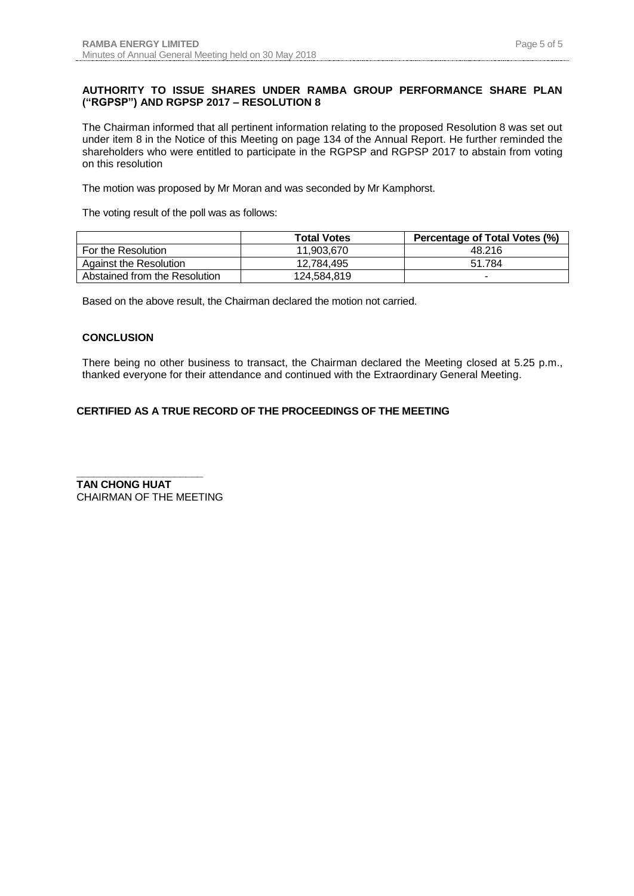### AUTHORITY TO ISSUE SHARES UNDER RAMBA GROUP PERFORMANCE SHARE PLAN ("RGPSP") AND RGPSP 2017 – RESOLUTION 8

The Chairman informed that all pertinent information relating to the proposed Resolution 8 was set out under item 8 in the Notice of this Meeting on page 134 of the Annual Report. He further reminded the shareholders who were entitled to participate in the RGPSP and RGPSP 2017 to abstain from voting on this resolution

The motion was proposed by Mr Moran and was seconded by Mr Kamphorst.

The voting result of the poll was as follows:

| | Total Votes | Percentage of Total Votes (%) |
|---|---|---|
| For the Resolution | 11,903,670 | 48.216 |
| Against the Resolution | 12,784,495 | 51.784 |
| Abstained from the Resolution | 124,584,819 | - |

Based on the above result, the Chairman declared the motion not carried.

### CONCLUSION

There being no other business to transact, the Chairman declared the Meeting closed at 5.25 p.m., thanked everyone for their attendance and continued with the Extraordinary General Meeting.

**CERTIFIED AS A TRUE RECORD OF THE PROCEEDINGS OF THE MEETING**

\_\_\_\_\_\_\_\_\_\_\_\_\_\_\_\_\_\_\_\_\_\_

**TAN CHONG HUAT**
CHAIRMAN OF THE MEETING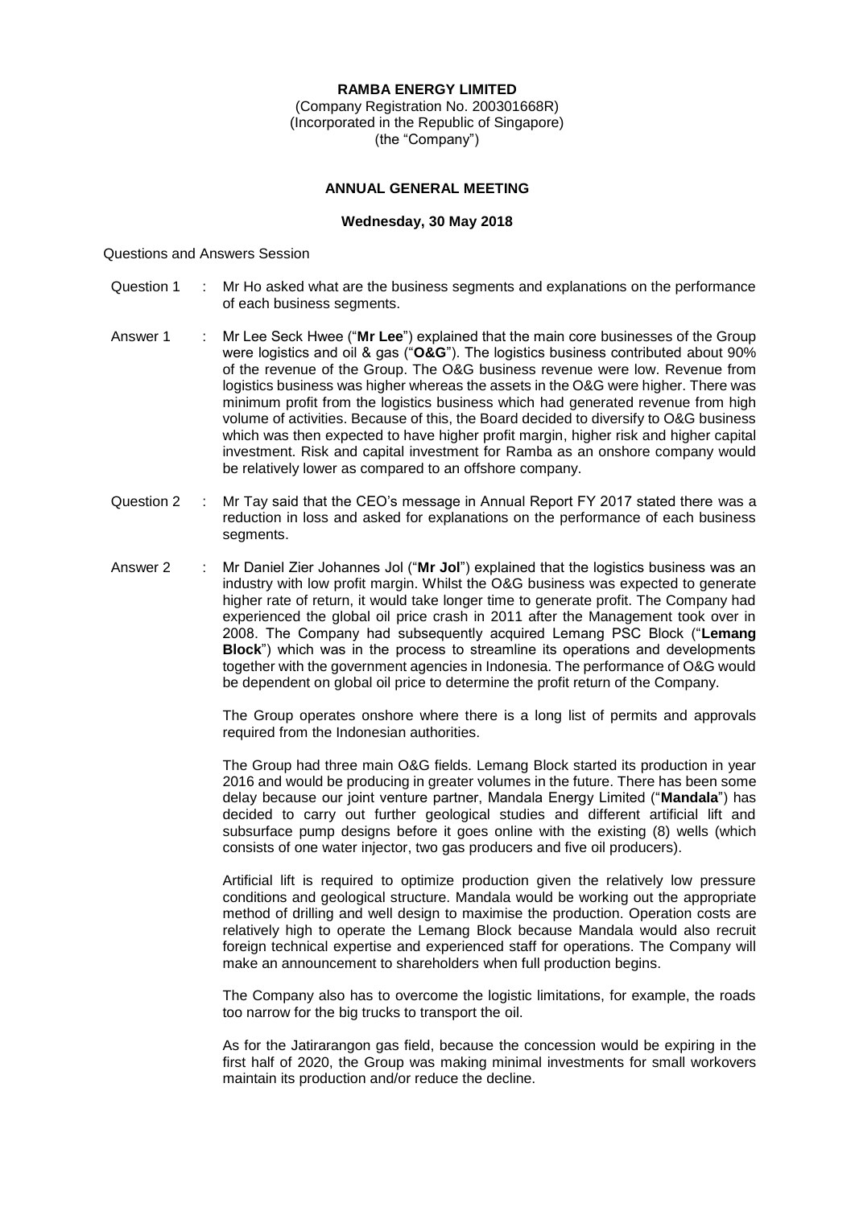**RAMBA ENERGY LIMITED**
(Company Registration No. 200301668R)
(Incorporated in the Republic of Singapore)
(the "Company")

**ANNUAL GENERAL MEETING**

**Wednesday, 30 May 2018**

Questions and Answers Session

Question 1 : Mr Ho asked what are the business segments and explanations on the performance of each business segments.

Answer 1 : Mr Lee Seck Hwee ("**Mr Lee**") explained that the main core businesses of the Group were logistics and oil & gas ("**O&G**"). The logistics business contributed about 90% of the revenue of the Group. The O&G business revenue were low. Revenue from logistics business was higher whereas the assets in the O&G were higher. There was minimum profit from the logistics business which had generated revenue from high volume of activities. Because of this, the Board decided to diversify to O&G business which was then expected to have higher profit margin, higher risk and higher capital investment. Risk and capital investment for Ramba as an onshore company would be relatively lower as compared to an offshore company.

Question 2 : Mr Tay said that the CEO's message in Annual Report FY 2017 stated there was a reduction in loss and asked for explanations on the performance of each business segments.

Answer 2 : Mr Daniel Zier Johannes Jol ("**Mr Jol**") explained that the logistics business was an industry with low profit margin. Whilst the O&G business was expected to generate higher rate of return, it would take longer time to generate profit. The Company had experienced the global oil price crash in 2011 after the Management took over in 2008. The Company had subsequently acquired Lemang PSC Block ("**Lemang Block**") which was in the process to streamline its operations and developments together with the government agencies in Indonesia. The performance of O&G would be dependent on global oil price to determine the profit return of the Company.

The Group operates onshore where there is a long list of permits and approvals required from the Indonesian authorities.

The Group had three main O&G fields. Lemang Block started its production in year 2016 and would be producing in greater volumes in the future. There has been some delay because our joint venture partner, Mandala Energy Limited ("**Mandala**") has decided to carry out further geological studies and different artificial lift and subsurface pump designs before it goes online with the existing (8) wells (which consists of one water injector, two gas producers and five oil producers).

Artificial lift is required to optimize production given the relatively low pressure conditions and geological structure. Mandala would be working out the appropriate method of drilling and well design to maximise the production. Operation costs are relatively high to operate the Lemang Block because Mandala would also recruit foreign technical expertise and experienced staff for operations. The Company will make an announcement to shareholders when full production begins.

The Company also has to overcome the logistic limitations, for example, the roads too narrow for the big trucks to transport the oil.

As for the Jatirarangon gas field, because the concession would be expiring in the first half of 2020, the Group was making minimal investments for small workovers maintain its production and/or reduce the decline.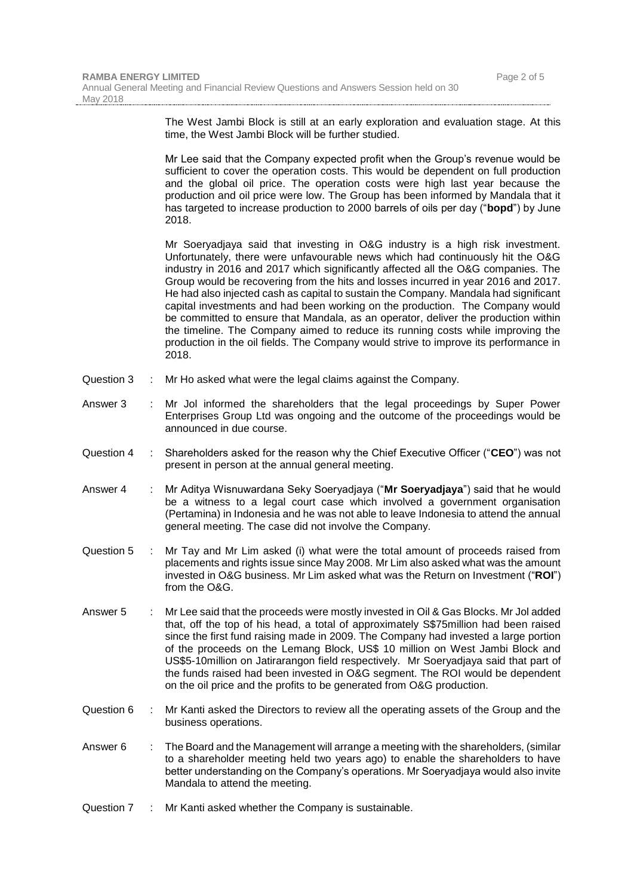The West Jambi Block is still at an early exploration and evaluation stage. At this time, the West Jambi Block will be further studied.

Mr Lee said that the Company expected profit when the Group's revenue would be sufficient to cover the operation costs. This would be dependent on full production and the global oil price. The operation costs were high last year because the production and oil price were low. The Group has been informed by Mandala that it has targeted to increase production to 2000 barrels of oils per day ("**bopd**") by June 2018.

Mr Soeryadjaya said that investing in O&G industry is a high risk investment. Unfortunately, there were unfavourable news which had continuously hit the O&G industry in 2016 and 2017 which significantly affected all the O&G companies. The Group would be recovering from the hits and losses incurred in year 2016 and 2017. He had also injected cash as capital to sustain the Company. Mandala had significant capital investments and had been working on the production. The Company would be committed to ensure that Mandala, as an operator, deliver the production within the timeline. The Company aimed to reduce its running costs while improving the production in the oil fields. The Company would strive to improve its performance in 2018.

Question 3 : Mr Ho asked what were the legal claims against the Company.

Answer 3 : Mr Jol informed the shareholders that the legal proceedings by Super Power Enterprises Group Ltd was ongoing and the outcome of the proceedings would be announced in due course.

Question 4 : Shareholders asked for the reason why the Chief Executive Officer ("**CEO**") was not present in person at the annual general meeting.

Answer 4 : Mr Aditya Wisnuwardana Seky Soeryadjaya ("**Mr Soeryadjaya**") said that he would be a witness to a legal court case which involved a government organisation (Pertamina) in Indonesia and he was not able to leave Indonesia to attend the annual general meeting. The case did not involve the Company.

Question 5 : Mr Tay and Mr Lim asked (i) what were the total amount of proceeds raised from placements and rights issue since May 2008. Mr Lim also asked what was the amount invested in O&G business. Mr Lim asked what was the Return on Investment ("**ROI**") from the O&G.

Answer 5 : Mr Lee said that the proceeds were mostly invested in Oil & Gas Blocks. Mr Jol added that, off the top of his head, a total of approximately S$75million had been raised since the first fund raising made in 2009. The Company had invested a large portion of the proceeds on the Lemang Block, US$ 10 million on West Jambi Block and US$5-10million on Jatirarangon field respectively. Mr Soeryadjaya said that part of the funds raised had been invested in O&G segment. The ROI would be dependent on the oil price and the profits to be generated from O&G production.

Question 6 : Mr Kanti asked the Directors to review all the operating assets of the Group and the business operations.

Answer 6 : The Board and the Management will arrange a meeting with the shareholders, (similar to a shareholder meeting held two years ago) to enable the shareholders to have better understanding on the Company's operations. Mr Soeryadjaya would also invite Mandala to attend the meeting.

Question 7 : Mr Kanti asked whether the Company is sustainable.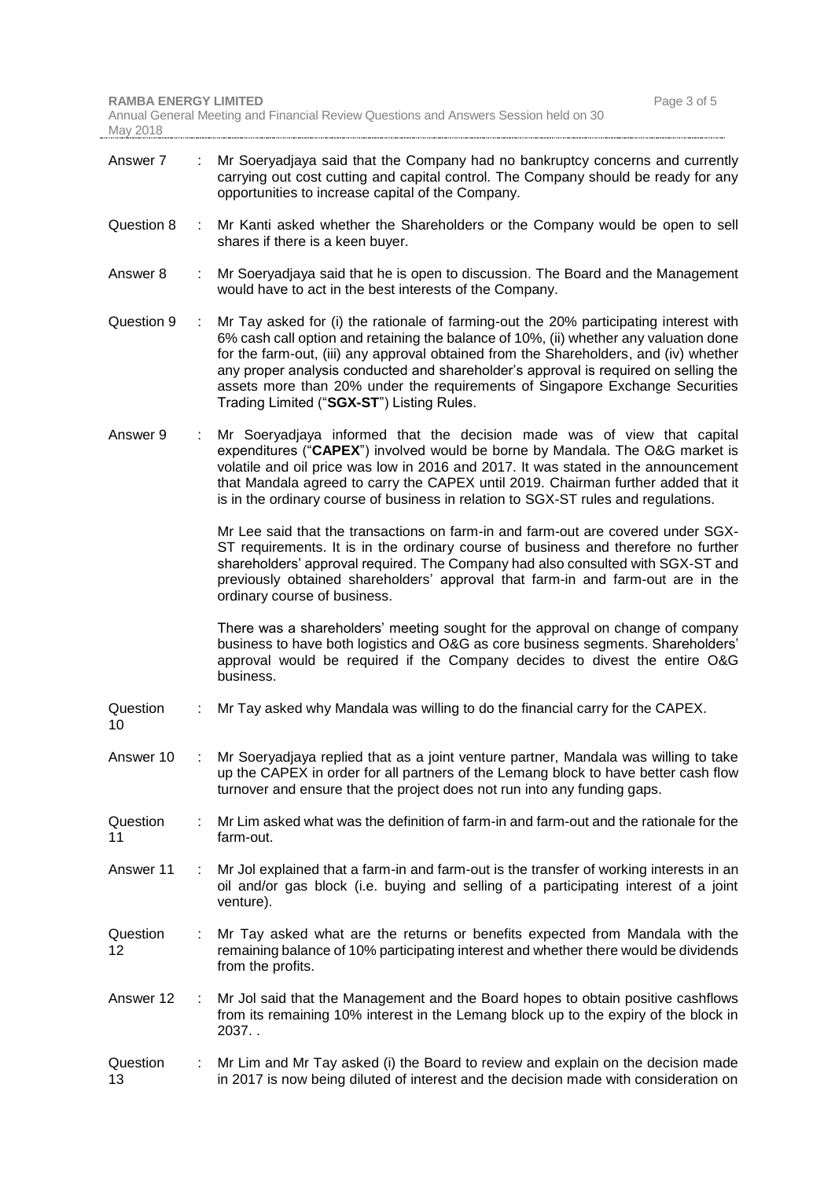| | | |
|---|---|---|
| Answer 7 | : | Mr Soeryadjaya said that the Company had no bankruptcy concerns and currently carrying out cost cutting and capital control. The Company should be ready for any opportunities to increase capital of the Company. |
| Question 8 | : | Mr Kanti asked whether the Shareholders or the Company would be open to sell shares if there is a keen buyer. |
| Answer 8 | : | Mr Soeryadjaya said that he is open to discussion. The Board and the Management would have to act in the best interests of the Company. |
| Question 9 | : | Mr Tay asked for (i) the rationale of farming-out the 20% participating interest with 6% cash call option and retaining the balance of 10%, (ii) whether any valuation done for the farm-out, (iii) any approval obtained from the Shareholders, and (iv) whether any proper analysis conducted and shareholder's approval is required on selling the assets more than 20% under the requirements of Singapore Exchange Securities Trading Limited ("**SGX-ST**") Listing Rules. |
| Answer 9 | : | Mr Soeryadjaya informed that the decision made was of view that capital expenditures ("**CAPEX**") involved would be borne by Mandala. The O&G market is volatile and oil price was low in 2016 and 2017. It was stated in the announcement that Mandala agreed to carry the CAPEX until 2019. Chairman further added that it is in the ordinary course of business in relation to SGX-ST rules and regulations.<br><br>Mr Lee said that the transactions on farm-in and farm-out are covered under SGX-ST requirements. It is in the ordinary course of business and therefore no further shareholders' approval required. The Company had also consulted with SGX-ST and previously obtained shareholders' approval that farm-in and farm-out are in the ordinary course of business.<br><br>There was a shareholders' meeting sought for the approval on change of company business to have both logistics and O&G as core business segments. Shareholders' approval would be required if the Company decides to divest the entire O&G business. |
| Question 10 | : | Mr Tay asked why Mandala was willing to do the financial carry for the CAPEX. |
| Answer 10 | : | Mr Soeryadjaya replied that as a joint venture partner, Mandala was willing to take up the CAPEX in order for all partners of the Lemang block to have better cash flow turnover and ensure that the project does not run into any funding gaps. |
| Question 11 | : | Mr Lim asked what was the definition of farm-in and farm-out and the rationale for the farm-out. |
| Answer 11 | : | Mr Jol explained that a farm-in and farm-out is the transfer of working interests in an oil and/or gas block (i.e. buying and selling of a participating interest of a joint venture). |
| Question 12 | : | Mr Tay asked what are the returns or benefits expected from Mandala with the remaining balance of 10% participating interest and whether there would be dividends from the profits. |
| Answer 12 | : | Mr Jol said that the Management and the Board hopes to obtain positive cashflows from its remaining 10% interest in the Lemang block up to the expiry of the block in 2037. . |
| Question 13 | : | Mr Lim and Mr Tay asked (i) the Board to review and explain on the decision made in 2017 is now being diluted of interest and the decision made with consideration on |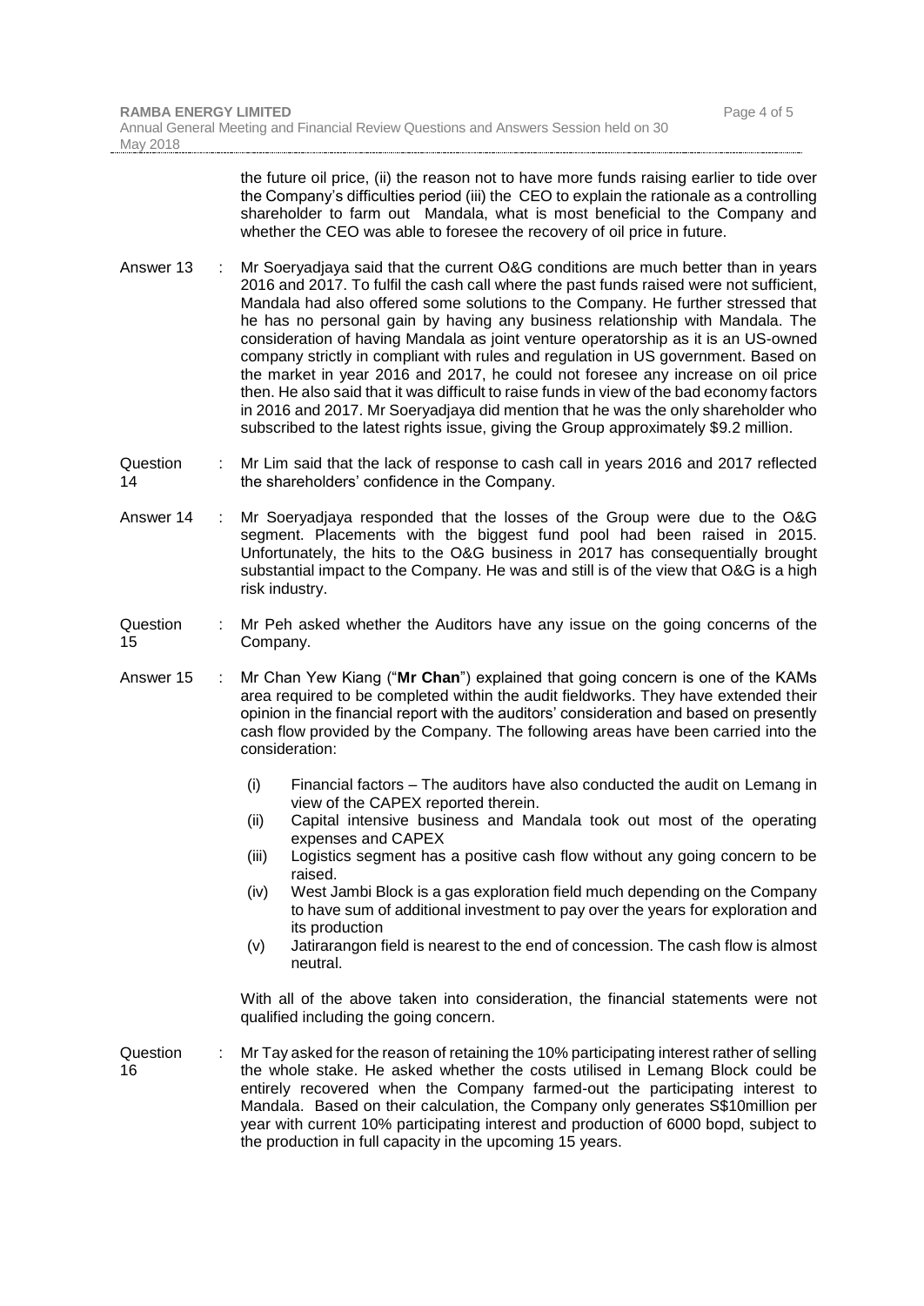the future oil price, (ii) the reason not to have more funds raising earlier to tide over the Company's difficulties period (iii) the CEO to explain the rationale as a controlling shareholder to farm out Mandala, what is most beneficial to the Company and whether the CEO was able to foresee the recovery of oil price in future.

Answer 13 : Mr Soeryadjaya said that the current O&G conditions are much better than in years 2016 and 2017. To fulfil the cash call where the past funds raised were not sufficient, Mandala had also offered some solutions to the Company. He further stressed that he has no personal gain by having any business relationship with Mandala. The consideration of having Mandala as joint venture operatorship as it is an US-owned company strictly in compliant with rules and regulation in US government. Based on the market in year 2016 and 2017, he could not foresee any increase on oil price then. He also said that it was difficult to raise funds in view of the bad economy factors in 2016 and 2017. Mr Soeryadjaya did mention that he was the only shareholder who subscribed to the latest rights issue, giving the Group approximately $9.2 million.

Question 14 : Mr Lim said that the lack of response to cash call in years 2016 and 2017 reflected the shareholders' confidence in the Company.

Answer 14 : Mr Soeryadjaya responded that the losses of the Group were due to the O&G segment. Placements with the biggest fund pool had been raised in 2015. Unfortunately, the hits to the O&G business in 2017 has consequentially brought substantial impact to the Company. He was and still is of the view that O&G is a high risk industry.

Question 15 : Mr Peh asked whether the Auditors have any issue on the going concerns of the Company.

Answer 15 : Mr Chan Yew Kiang ("**Mr Chan**") explained that going concern is one of the KAMs area required to be completed within the audit fieldworks. They have extended their opinion in the financial report with the auditors' consideration and based on presently cash flow provided by the Company. The following areas have been carried into the consideration:

(i) Financial factors – The auditors have also conducted the audit on Lemang in view of the CAPEX reported therein.
(ii) Capital intensive business and Mandala took out most of the operating expenses and CAPEX
(iii) Logistics segment has a positive cash flow without any going concern to be raised.
(iv) West Jambi Block is a gas exploration field much depending on the Company to have sum of additional investment to pay over the years for exploration and its production
(v) Jatirarangon field is nearest to the end of concession. The cash flow is almost neutral.

With all of the above taken into consideration, the financial statements were not qualified including the going concern.

Question 16 : Mr Tay asked for the reason of retaining the 10% participating interest rather of selling the whole stake. He asked whether the costs utilised in Lemang Block could be entirely recovered when the Company farmed-out the participating interest to Mandala. Based on their calculation, the Company only generates S$10million per year with current 10% participating interest and production of 6000 bopd, subject to the production in full capacity in the upcoming 15 years.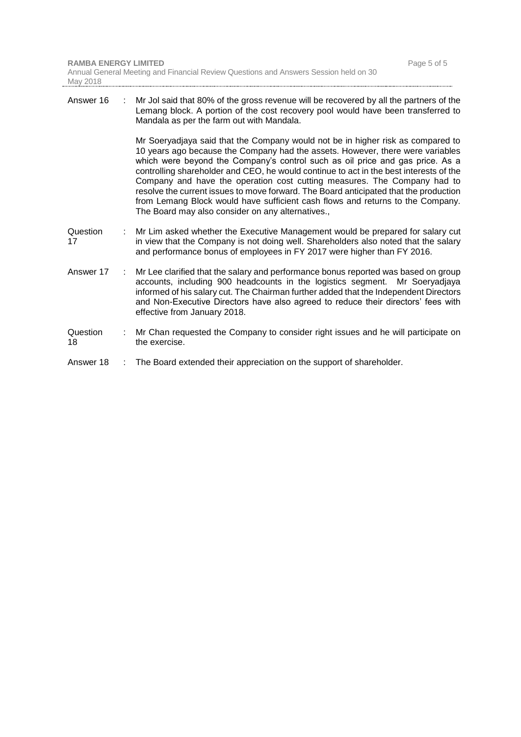Answer 16 : Mr Jol said that 80% of the gross revenue will be recovered by all the partners of the Lemang block. A portion of the cost recovery pool would have been transferred to Mandala as per the farm out with Mandala.

Mr Soeryadjaya said that the Company would not be in higher risk as compared to 10 years ago because the Company had the assets. However, there were variables which were beyond the Company's control such as oil price and gas price. As a controlling shareholder and CEO, he would continue to act in the best interests of the Company and have the operation cost cutting measures. The Company had to resolve the current issues to move forward. The Board anticipated that the production from Lemang Block would have sufficient cash flows and returns to the Company. The Board may also consider on any alternatives.,

Question 17 : Mr Lim asked whether the Executive Management would be prepared for salary cut in view that the Company is not doing well. Shareholders also noted that the salary and performance bonus of employees in FY 2017 were higher than FY 2016.

Answer 17 : Mr Lee clarified that the salary and performance bonus reported was based on group accounts, including 900 headcounts in the logistics segment. Mr Soeryadjaya informed of his salary cut. The Chairman further added that the Independent Directors and Non-Executive Directors have also agreed to reduce their directors' fees with effective from January 2018.

Question 18 : Mr Chan requested the Company to consider right issues and he will participate on the exercise.

Answer 18 : The Board extended their appreciation on the support of shareholder.